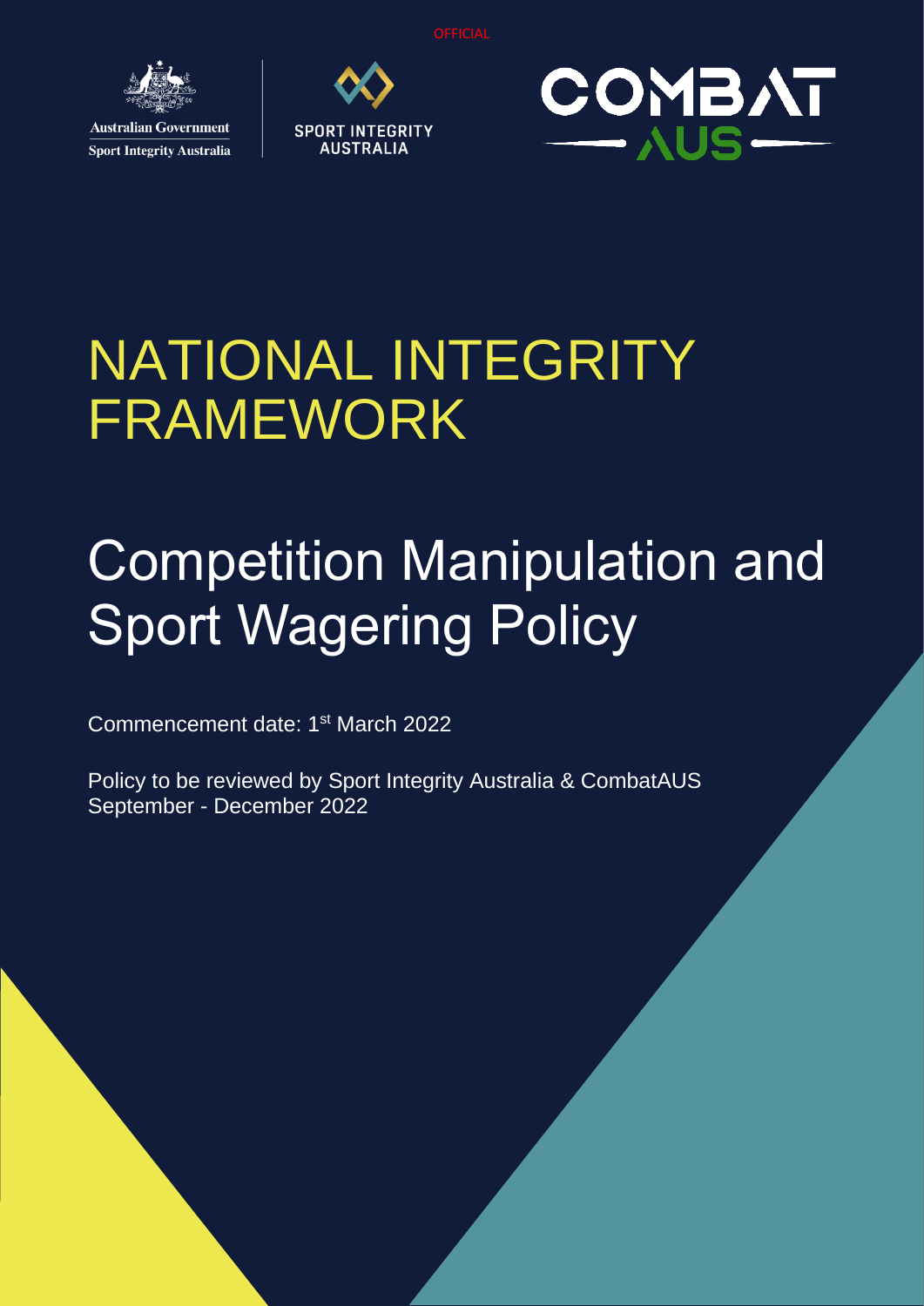OFFICIAL

Australian Government
Sport Integrity Australia

SPORT INTEGRITY AUSTRALIA

COMBAT AUS

# NATIONAL INTEGRITY FRAMEWORK

# Competition Manipulation and Sport Wagering Policy

Commencement date: 1st March 2022

Policy to be reviewed by Sport Integrity Australia & CombatAUS September - December 2022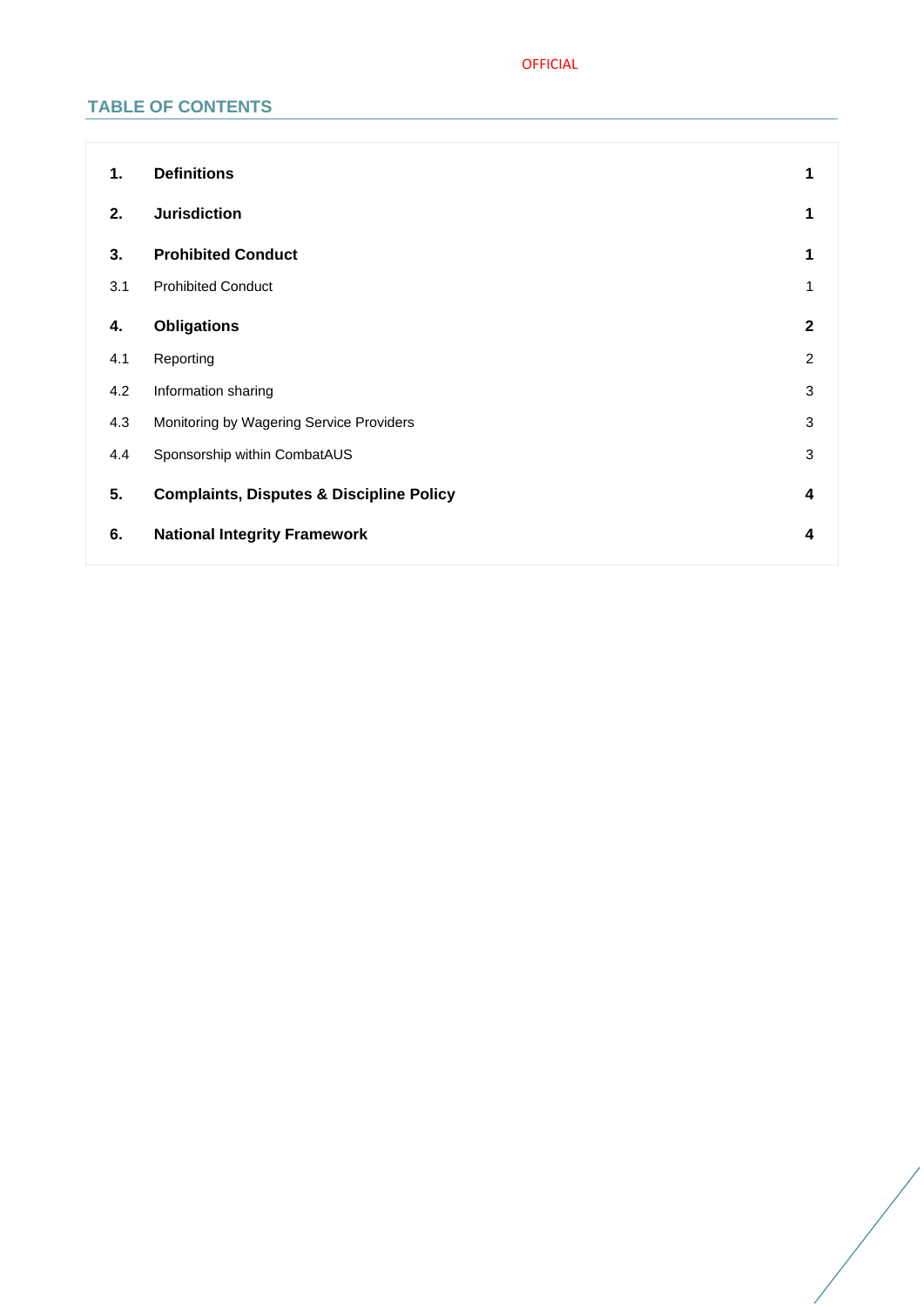## TABLE OF CONTENTS

| | | |
|---|---|---|
| **1.** | **Definitions** | **1** |
| **2.** | **Jurisdiction** | **1** |
| **3.** | **Prohibited Conduct** | **1** |
| 3.1 | Prohibited Conduct | 1 |
| **4.** | **Obligations** | **2** |
| 4.1 | Reporting | 2 |
| 4.2 | Information sharing | 3 |
| 4.3 | Monitoring by Wagering Service Providers | 3 |
| 4.4 | Sponsorship within CombatAUS | 3 |
| **5.** | **Complaints, Disputes & Discipline Policy** | **4** |
| **6.** | **National Integrity Framework** | **4** |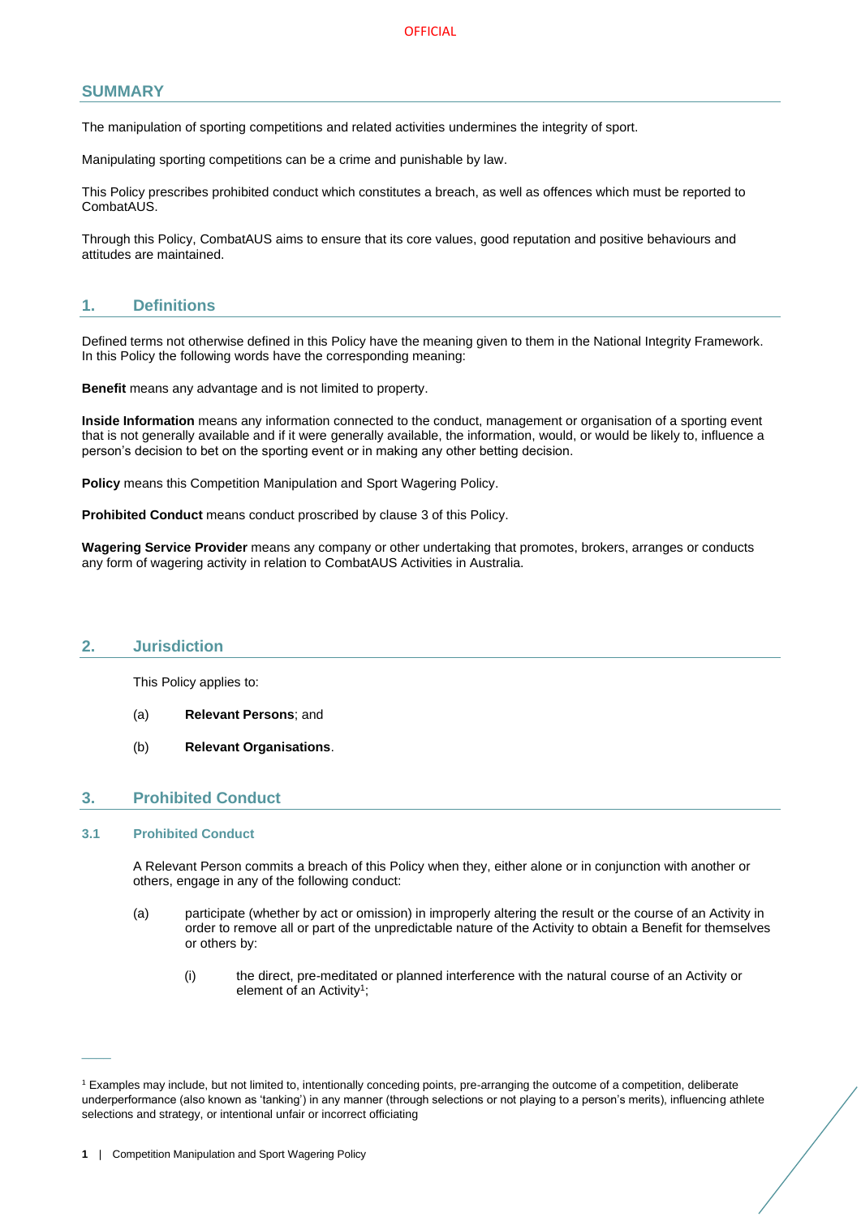## SUMMARY

The manipulation of sporting competitions and related activities undermines the integrity of sport.

Manipulating sporting competitions can be a crime and punishable by law.

This Policy prescribes prohibited conduct which constitutes a breach, as well as offences which must be reported to CombatAUS.

Through this Policy, CombatAUS aims to ensure that its core values, good reputation and positive behaviours and attitudes are maintained.

## 1. Definitions

Defined terms not otherwise defined in this Policy have the meaning given to them in the National Integrity Framework. In this Policy the following words have the corresponding meaning:

**Benefit** means any advantage and is not limited to property.

**Inside Information** means any information connected to the conduct, management or organisation of a sporting event that is not generally available and if it were generally available, the information, would, or would be likely to, influence a person's decision to bet on the sporting event or in making any other betting decision.

**Policy** means this Competition Manipulation and Sport Wagering Policy.

**Prohibited Conduct** means conduct proscribed by clause 3 of this Policy.

**Wagering Service Provider** means any company or other undertaking that promotes, brokers, arranges or conducts any form of wagering activity in relation to CombatAUS Activities in Australia.

## 2. Jurisdiction

This Policy applies to:

(a) **Relevant Persons**; and

(b) **Relevant Organisations**.

## 3. Prohibited Conduct

### 3.1 Prohibited Conduct

A Relevant Person commits a breach of this Policy when they, either alone or in conjunction with another or others, engage in any of the following conduct:

(a) participate (whether by act or omission) in improperly altering the result or the course of an Activity in order to remove all or part of the unpredictable nature of the Activity to obtain a Benefit for themselves or others by:

(i) the direct, pre-meditated or planned interference with the natural course of an Activity or element of an Activity[1];

[1] Examples may include, but not limited to, intentionally conceding points, pre-arranging the outcome of a competition, deliberate underperformance (also known as 'tanking') in any manner (through selections or not playing to a person's merits), influencing athlete selections and strategy, or intentional unfair or incorrect officiating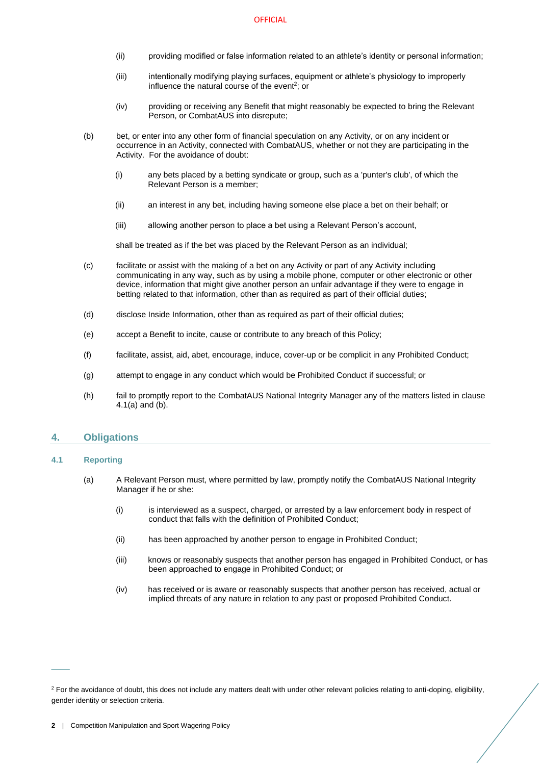(ii) providing modified or false information related to an athlete's identity or personal information;

(iii) intentionally modifying playing surfaces, equipment or athlete's physiology to improperly influence the natural course of the event[2]; or

(iv) providing or receiving any Benefit that might reasonably be expected to bring the Relevant Person, or CombatAUS into disrepute;

(b) bet, or enter into any other form of financial speculation on any Activity, or on any incident or occurrence in an Activity, connected with CombatAUS, whether or not they are participating in the Activity. For the avoidance of doubt:

(i) any bets placed by a betting syndicate or group, such as a 'punter's club', of which the Relevant Person is a member;

(ii) an interest in any bet, including having someone else place a bet on their behalf; or

(iii) allowing another person to place a bet using a Relevant Person's account,

shall be treated as if the bet was placed by the Relevant Person as an individual;

(c) facilitate or assist with the making of a bet on any Activity or part of any Activity including communicating in any way, such as by using a mobile phone, computer or other electronic or other device, information that might give another person an unfair advantage if they were to engage in betting related to that information, other than as required as part of their official duties;

(d) disclose Inside Information, other than as required as part of their official duties;

(e) accept a Benefit to incite, cause or contribute to any breach of this Policy;

(f) facilitate, assist, aid, abet, encourage, induce, cover-up or be complicit in any Prohibited Conduct;

(g) attempt to engage in any conduct which would be Prohibited Conduct if successful; or

(h) fail to promptly report to the CombatAUS National Integrity Manager any of the matters listed in clause 4.1(a) and (b).

## 4. Obligations

### 4.1 Reporting

(a) A Relevant Person must, where permitted by law, promptly notify the CombatAUS National Integrity Manager if he or she:

(i) is interviewed as a suspect, charged, or arrested by a law enforcement body in respect of conduct that falls with the definition of Prohibited Conduct;

(ii) has been approached by another person to engage in Prohibited Conduct;

(iii) knows or reasonably suspects that another person has engaged in Prohibited Conduct, or has been approached to engage in Prohibited Conduct; or

(iv) has received or is aware or reasonably suspects that another person has received, actual or implied threats of any nature in relation to any past or proposed Prohibited Conduct.

---

[2] For the avoidance of doubt, this does not include any matters dealt with under other relevant policies relating to anti-doping, eligibility, gender identity or selection criteria.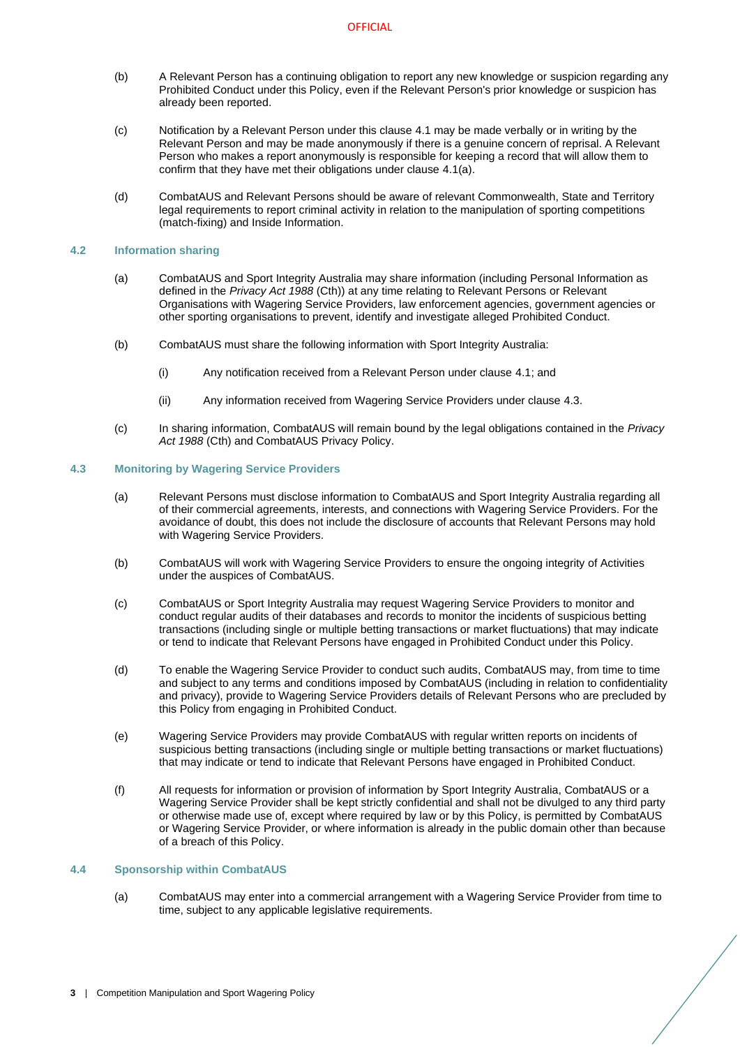(b) A Relevant Person has a continuing obligation to report any new knowledge or suspicion regarding any Prohibited Conduct under this Policy, even if the Relevant Person's prior knowledge or suspicion has already been reported.

(c) Notification by a Relevant Person under this clause 4.1 may be made verbally or in writing by the Relevant Person and may be made anonymously if there is a genuine concern of reprisal. A Relevant Person who makes a report anonymously is responsible for keeping a record that will allow them to confirm that they have met their obligations under clause 4.1(a).

(d) CombatAUS and Relevant Persons should be aware of relevant Commonwealth, State and Territory legal requirements to report criminal activity in relation to the manipulation of sporting competitions (match-fixing) and Inside Information.

### 4.2 Information sharing

(a) CombatAUS and Sport Integrity Australia may share information (including Personal Information as defined in the *Privacy Act 1988* (Cth)) at any time relating to Relevant Persons or Relevant Organisations with Wagering Service Providers, law enforcement agencies, government agencies or other sporting organisations to prevent, identify and investigate alleged Prohibited Conduct.

(b) CombatAUS must share the following information with Sport Integrity Australia:

(i) Any notification received from a Relevant Person under clause 4.1; and

(ii) Any information received from Wagering Service Providers under clause 4.3.

(c) In sharing information, CombatAUS will remain bound by the legal obligations contained in the *Privacy Act 1988* (Cth) and CombatAUS Privacy Policy.

### 4.3 Monitoring by Wagering Service Providers

(a) Relevant Persons must disclose information to CombatAUS and Sport Integrity Australia regarding all of their commercial agreements, interests, and connections with Wagering Service Providers. For the avoidance of doubt, this does not include the disclosure of accounts that Relevant Persons may hold with Wagering Service Providers.

(b) CombatAUS will work with Wagering Service Providers to ensure the ongoing integrity of Activities under the auspices of CombatAUS.

(c) CombatAUS or Sport Integrity Australia may request Wagering Service Providers to monitor and conduct regular audits of their databases and records to monitor the incidents of suspicious betting transactions (including single or multiple betting transactions or market fluctuations) that may indicate or tend to indicate that Relevant Persons have engaged in Prohibited Conduct under this Policy.

(d) To enable the Wagering Service Provider to conduct such audits, CombatAUS may, from time to time and subject to any terms and conditions imposed by CombatAUS (including in relation to confidentiality and privacy), provide to Wagering Service Providers details of Relevant Persons who are precluded by this Policy from engaging in Prohibited Conduct.

(e) Wagering Service Providers may provide CombatAUS with regular written reports on incidents of suspicious betting transactions (including single or multiple betting transactions or market fluctuations) that may indicate or tend to indicate that Relevant Persons have engaged in Prohibited Conduct.

(f) All requests for information or provision of information by Sport Integrity Australia, CombatAUS or a Wagering Service Provider shall be kept strictly confidential and shall not be divulged to any third party or otherwise made use of, except where required by law or by this Policy, is permitted by CombatAUS or Wagering Service Provider, or where information is already in the public domain other than because of a breach of this Policy.

### 4.4 Sponsorship within CombatAUS

(a) CombatAUS may enter into a commercial arrangement with a Wagering Service Provider from time to time, subject to any applicable legislative requirements.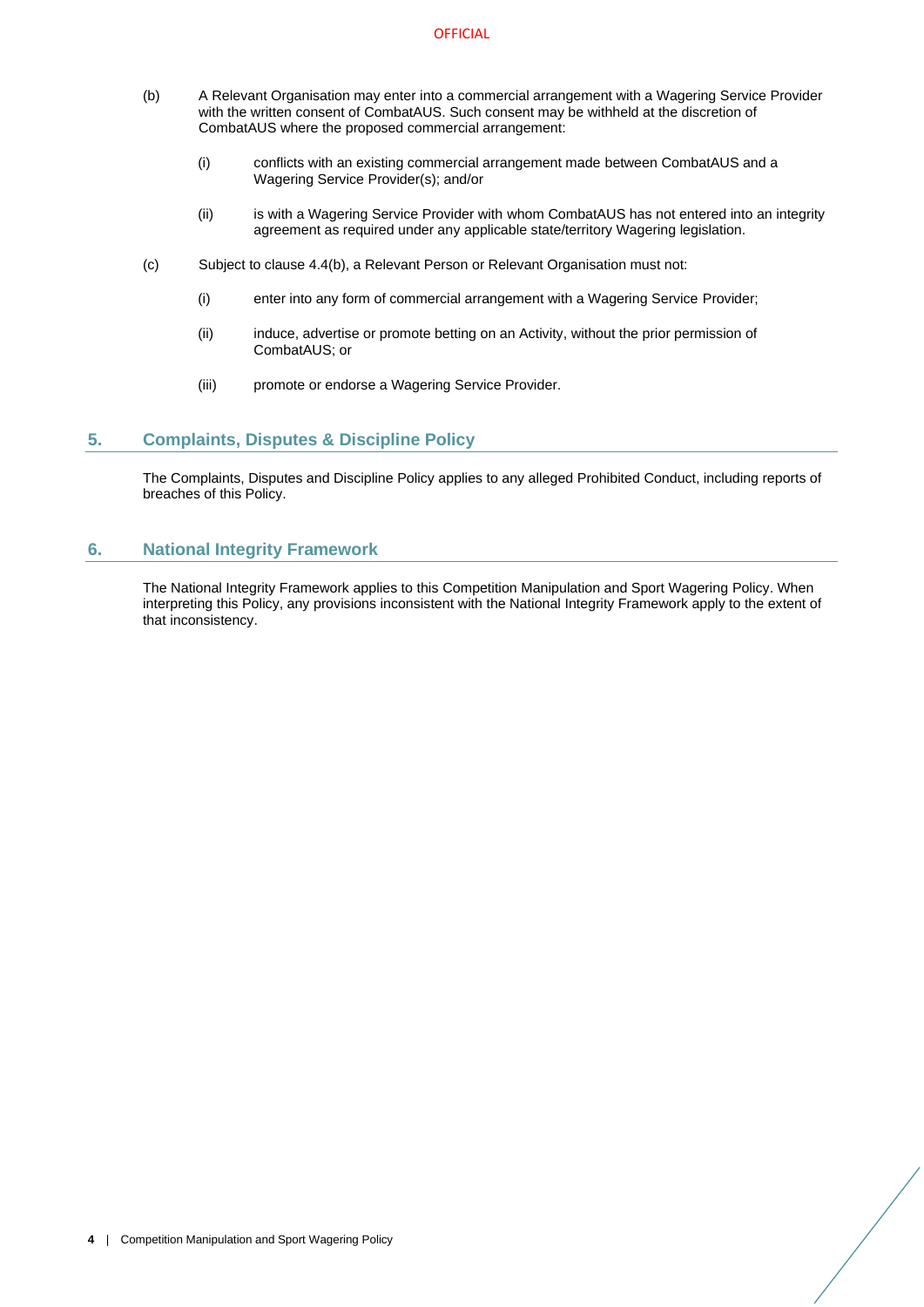(b) A Relevant Organisation may enter into a commercial arrangement with a Wagering Service Provider with the written consent of CombatAUS. Such consent may be withheld at the discretion of CombatAUS where the proposed commercial arrangement:

   (i) conflicts with an existing commercial arrangement made between CombatAUS and a Wagering Service Provider(s); and/or

   (ii) is with a Wagering Service Provider with whom CombatAUS has not entered into an integrity agreement as required under any applicable state/territory Wagering legislation.

(c) Subject to clause 4.4(b), a Relevant Person or Relevant Organisation must not:

   (i) enter into any form of commercial arrangement with a Wagering Service Provider;

   (ii) induce, advertise or promote betting on an Activity, without the prior permission of CombatAUS; or

   (iii) promote or endorse a Wagering Service Provider.

## 5. Complaints, Disputes & Discipline Policy

The Complaints, Disputes and Discipline Policy applies to any alleged Prohibited Conduct, including reports of breaches of this Policy.

## 6. National Integrity Framework

The National Integrity Framework applies to this Competition Manipulation and Sport Wagering Policy. When interpreting this Policy, any provisions inconsistent with the National Integrity Framework apply to the extent of that inconsistency.